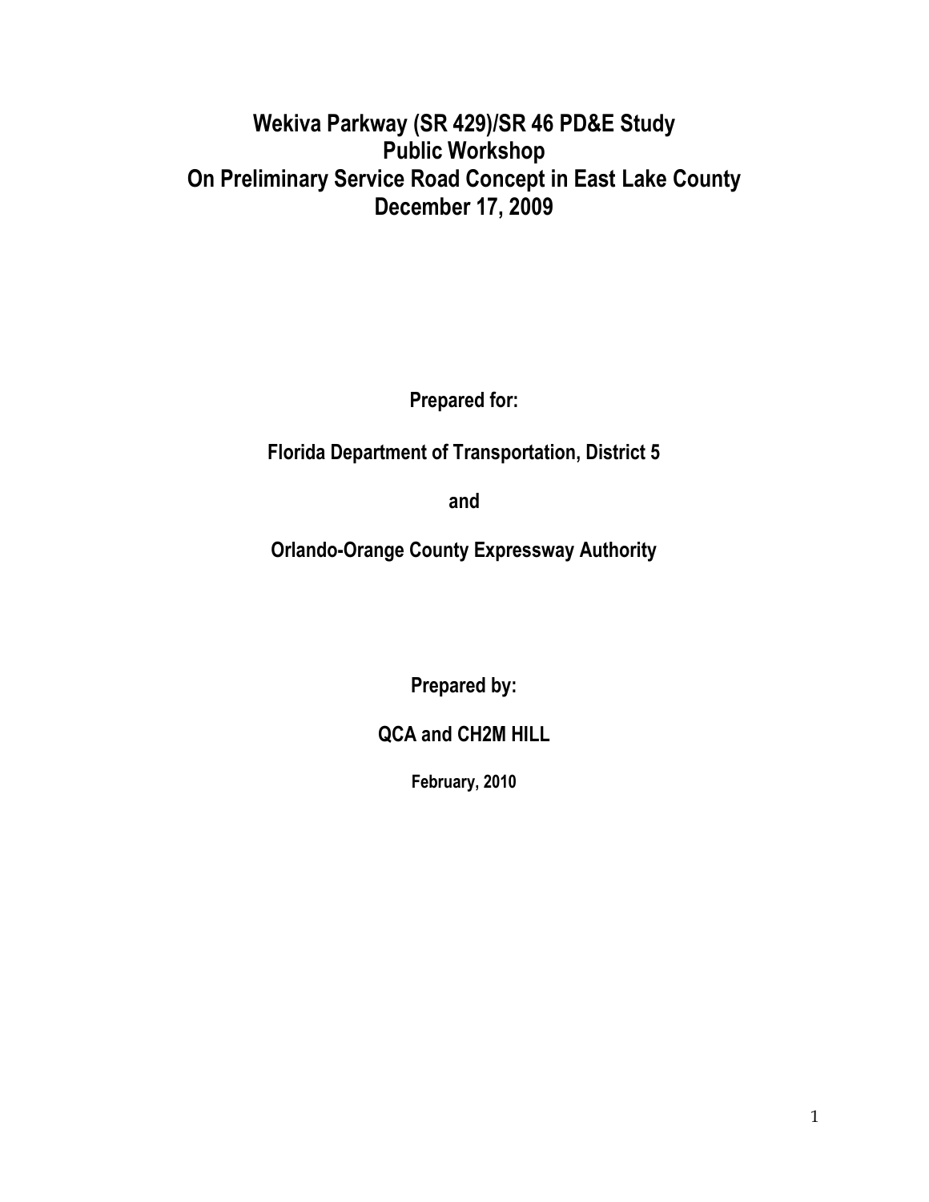# Wekiva Parkway (SR 429)/SR 46 PD&E Study
# Public Workshop
# On Preliminary Service Road Concept in East Lake County
# December 17, 2009

**Prepared for:**

**Florida Department of Transportation, District 5**

**and**

**Orlando-Orange County Expressway Authority**

**Prepared by:**

**QCA and CH2M HILL**

**February, 2010**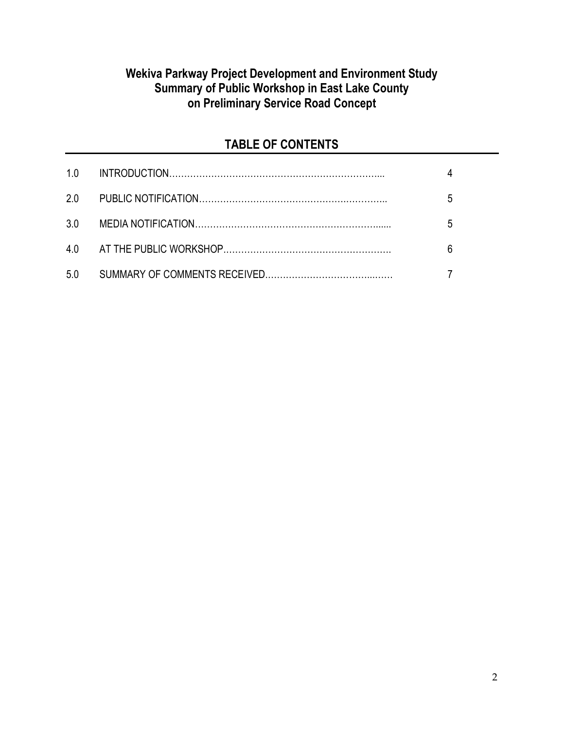**Wekiva Parkway Project Development and Environment Study**
**Summary of Public Workshop in East Lake County**
**on Preliminary Service Road Concept**

## TABLE OF CONTENTS

| | | |
|---|---|---|
| 1.0 | INTRODUCTION | 4 |
| 2.0 | PUBLIC NOTIFICATION | 5 |
| 3.0 | MEDIA NOTIFICATION | 5 |
| 4.0 | AT THE PUBLIC WORKSHOP | 6 |
| 5.0 | SUMMARY OF COMMENTS RECEIVED | 7 |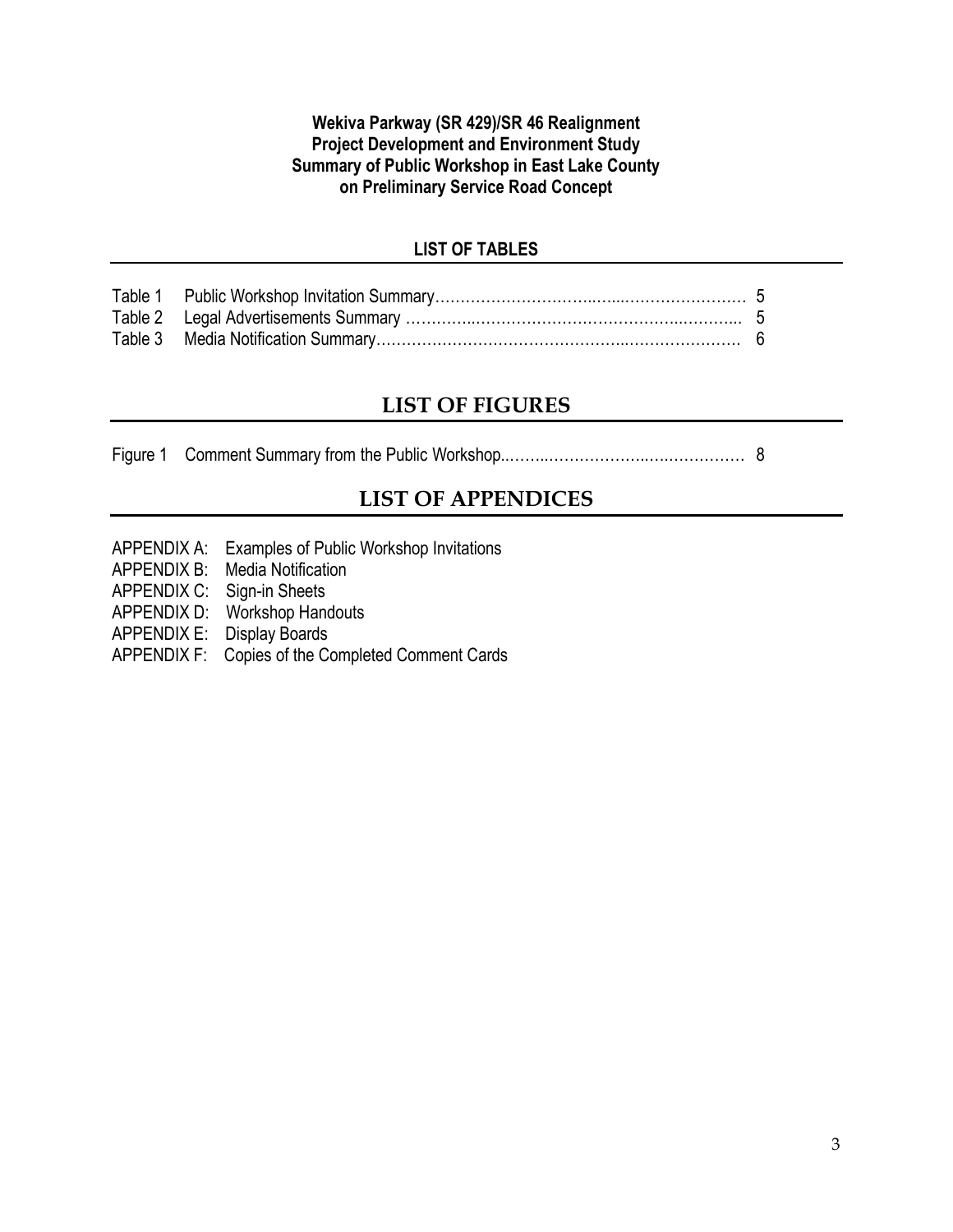**Wekiva Parkway (SR 429)/SR 46 Realignment**
**Project Development and Environment Study**
**Summary of Public Workshop in East Lake County**
**on Preliminary Service Road Concept**

## LIST OF TABLES

| | | |
|---|---|---|
| Table 1 | Public Workshop Invitation Summary | 5 |
| Table 2 | Legal Advertisements Summary | 5 |
| Table 3 | Media Notification Summary | 6 |

## LIST OF FIGURES

| | | |
|---|---|---|
| Figure 1 | Comment Summary from the Public Workshop | 8 |

## LIST OF APPENDICES

APPENDIX A: Examples of Public Workshop Invitations
APPENDIX B: Media Notification
APPENDIX C: Sign-in Sheets
APPENDIX D: Workshop Handouts
APPENDIX E: Display Boards
APPENDIX F: Copies of the Completed Comment Cards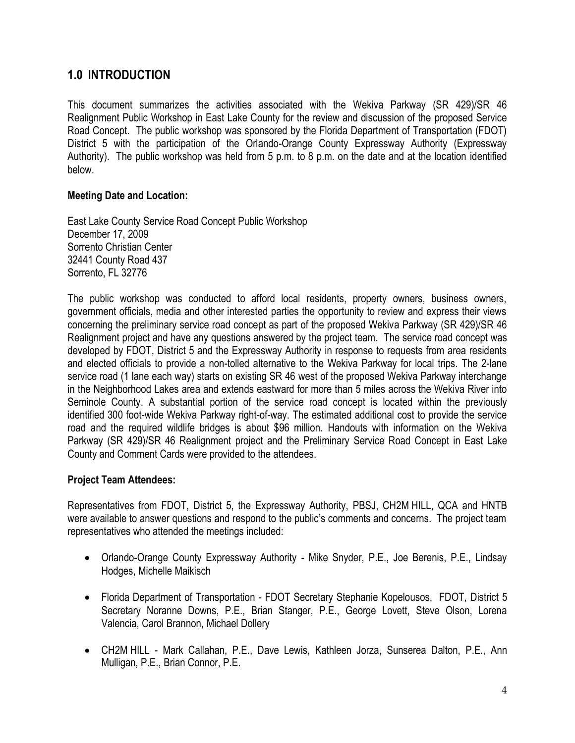## 1.0 INTRODUCTION

This document summarizes the activities associated with the Wekiva Parkway (SR 429)/SR 46 Realignment Public Workshop in East Lake County for the review and discussion of the proposed Service Road Concept. The public workshop was sponsored by the Florida Department of Transportation (FDOT) District 5 with the participation of the Orlando-Orange County Expressway Authority (Expressway Authority). The public workshop was held from 5 p.m. to 8 p.m. on the date and at the location identified below.

**Meeting Date and Location:**

East Lake County Service Road Concept Public Workshop
December 17, 2009
Sorrento Christian Center
32441 County Road 437
Sorrento, FL 32776

The public workshop was conducted to afford local residents, property owners, business owners, government officials, media and other interested parties the opportunity to review and express their views concerning the preliminary service road concept as part of the proposed Wekiva Parkway (SR 429)/SR 46 Realignment project and have any questions answered by the project team. The service road concept was developed by FDOT, District 5 and the Expressway Authority in response to requests from area residents and elected officials to provide a non-tolled alternative to the Wekiva Parkway for local trips. The 2-lane service road (1 lane each way) starts on existing SR 46 west of the proposed Wekiva Parkway interchange in the Neighborhood Lakes area and extends eastward for more than 5 miles across the Wekiva River into Seminole County. A substantial portion of the service road concept is located within the previously identified 300 foot-wide Wekiva Parkway right-of-way. The estimated additional cost to provide the service road and the required wildlife bridges is about $96 million. Handouts with information on the Wekiva Parkway (SR 429)/SR 46 Realignment project and the Preliminary Service Road Concept in East Lake County and Comment Cards were provided to the attendees.

**Project Team Attendees:**

Representatives from FDOT, District 5, the Expressway Authority, PBSJ, CH2M HILL, QCA and HNTB were available to answer questions and respond to the public's comments and concerns. The project team representatives who attended the meetings included:

- Orlando-Orange County Expressway Authority - Mike Snyder, P.E., Joe Berenis, P.E., Lindsay Hodges, Michelle Maikisch
- Florida Department of Transportation - FDOT Secretary Stephanie Kopelousos, FDOT, District 5 Secretary Noranne Downs, P.E., Brian Stanger, P.E., George Lovett, Steve Olson, Lorena Valencia, Carol Brannon, Michael Dollery
- CH2M HILL - Mark Callahan, P.E., Dave Lewis, Kathleen Jorza, Sunserea Dalton, P.E., Ann Mulligan, P.E., Brian Connor, P.E.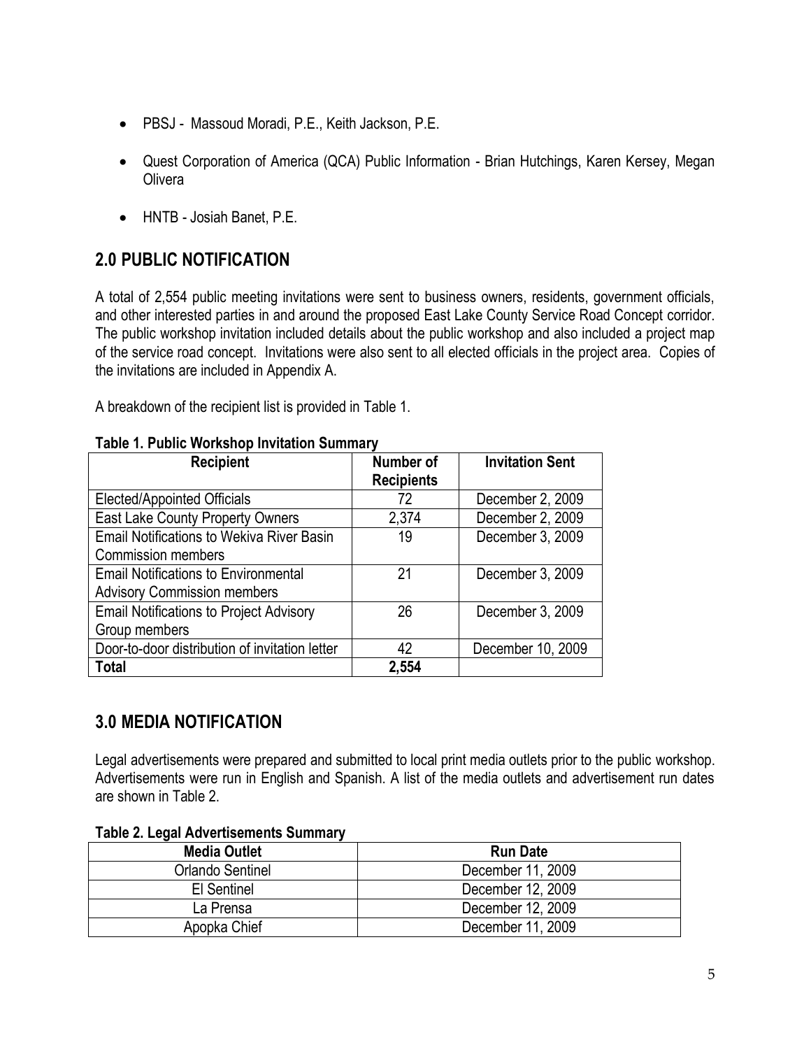- PBSJ - Massoud Moradi, P.E., Keith Jackson, P.E.
- Quest Corporation of America (QCA) Public Information - Brian Hutchings, Karen Kersey, Megan Olivera
- HNTB - Josiah Banet, P.E.

## 2.0 PUBLIC NOTIFICATION

A total of 2,554 public meeting invitations were sent to business owners, residents, government officials, and other interested parties in and around the proposed East Lake County Service Road Concept corridor. The public workshop invitation included details about the public workshop and also included a project map of the service road concept. Invitations were also sent to all elected officials in the project area. Copies of the invitations are included in Appendix A.

A breakdown of the recipient list is provided in Table 1.

**Table 1. Public Workshop Invitation Summary**

| Recipient | Number of Recipients | Invitation Sent |
|---|---|---|
| Elected/Appointed Officials | 72 | December 2, 2009 |
| East Lake County Property Owners | 2,374 | December 2, 2009 |
| Email Notifications to Wekiva River Basin Commission members | 19 | December 3, 2009 |
| Email Notifications to Environmental Advisory Commission members | 21 | December 3, 2009 |
| Email Notifications to Project Advisory Group members | 26 | December 3, 2009 |
| Door-to-door distribution of invitation letter | 42 | December 10, 2009 |
| **Total** | **2,554** | |

## 3.0 MEDIA NOTIFICATION

Legal advertisements were prepared and submitted to local print media outlets prior to the public workshop. Advertisements were run in English and Spanish. A list of the media outlets and advertisement run dates are shown in Table 2.

**Table 2. Legal Advertisements Summary**

| Media Outlet | Run Date |
|---|---|
| Orlando Sentinel | December 11, 2009 |
| El Sentinel | December 12, 2009 |
| La Prensa | December 12, 2009 |
| Apopka Chief | December 11, 2009 |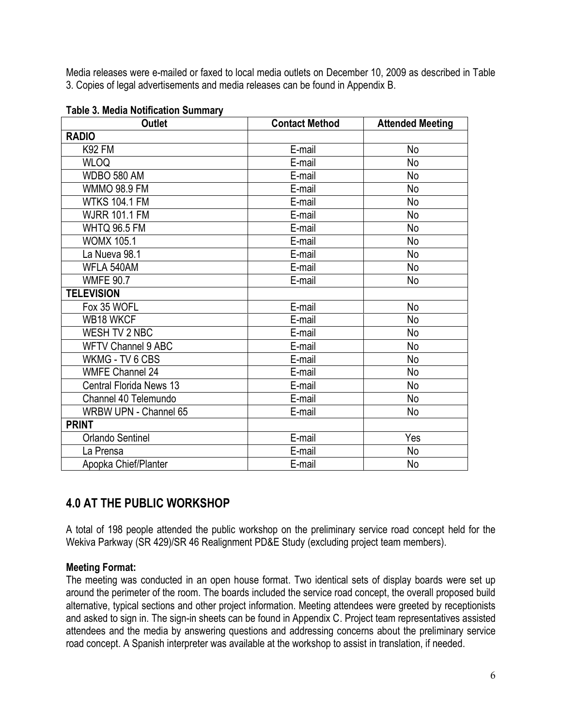Media releases were e-mailed or faxed to local media outlets on December 10, 2009 as described in Table 3. Copies of legal advertisements and media releases can be found in Appendix B.

**Table 3. Media Notification Summary**

| Outlet | Contact Method | Attended Meeting |
|---|---|---|
| **RADIO** | | |
| K92 FM | E-mail | No |
| WLOQ | E-mail | No |
| WDBO 580 AM | E-mail | No |
| WMMO 98.9 FM | E-mail | No |
| WTKS 104.1 FM | E-mail | No |
| WJRR 101.1 FM | E-mail | No |
| WHTQ 96.5 FM | E-mail | No |
| WOMX 105.1 | E-mail | No |
| La Nueva 98.1 | E-mail | No |
| WFLA 540AM | E-mail | No |
| WMFE 90.7 | E-mail | No |
| **TELEVISION** | | |
| Fox 35 WOFL | E-mail | No |
| WB18 WKCF | E-mail | No |
| WESH TV 2 NBC | E-mail | No |
| WFTV Channel 9 ABC | E-mail | No |
| WKMG - TV 6 CBS | E-mail | No |
| WMFE Channel 24 | E-mail | No |
| Central Florida News 13 | E-mail | No |
| Channel 40 Telemundo | E-mail | No |
| WRBW UPN - Channel 65 | E-mail | No |
| **PRINT** | | |
| Orlando Sentinel | E-mail | Yes |
| La Prensa | E-mail | No |
| Apopka Chief/Planter | E-mail | No |

## 4.0 AT THE PUBLIC WORKSHOP

A total of 198 people attended the public workshop on the preliminary service road concept held for the Wekiva Parkway (SR 429)/SR 46 Realignment PD&E Study (excluding project team members).

### Meeting Format:

The meeting was conducted in an open house format. Two identical sets of display boards were set up around the perimeter of the room. The boards included the service road concept, the overall proposed build alternative, typical sections and other project information. Meeting attendees were greeted by receptionists and asked to sign in. The sign-in sheets can be found in Appendix C. Project team representatives assisted attendees and the media by answering questions and addressing concerns about the preliminary service road concept. A Spanish interpreter was available at the workshop to assist in translation, if needed.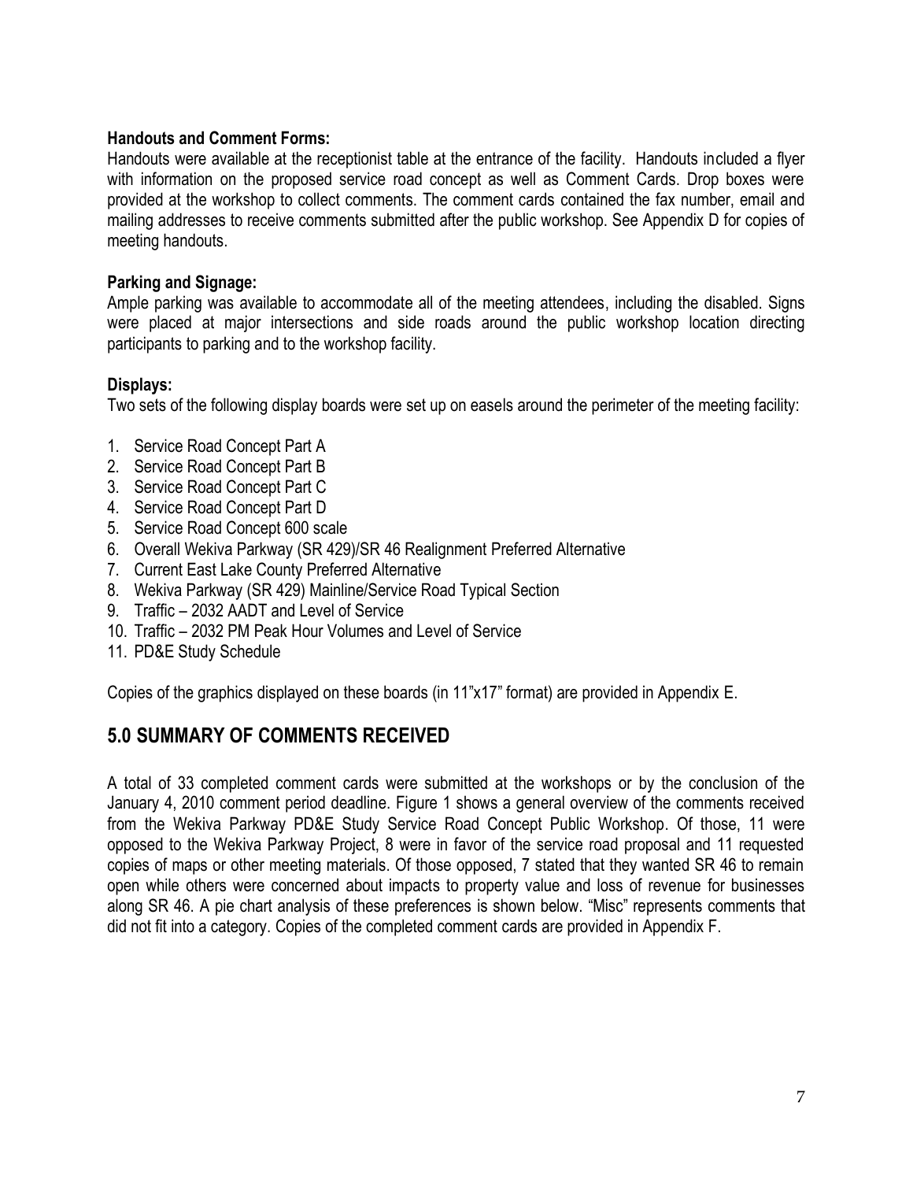**Handouts and Comment Forms:**
Handouts were available at the receptionist table at the entrance of the facility. Handouts included a flyer with information on the proposed service road concept as well as Comment Cards. Drop boxes were provided at the workshop to collect comments. The comment cards contained the fax number, email and mailing addresses to receive comments submitted after the public workshop. See Appendix D for copies of meeting handouts.

**Parking and Signage:**
Ample parking was available to accommodate all of the meeting attendees, including the disabled. Signs were placed at major intersections and side roads around the public workshop location directing participants to parking and to the workshop facility.

**Displays:**
Two sets of the following display boards were set up on easels around the perimeter of the meeting facility:

1. Service Road Concept Part A
2. Service Road Concept Part B
3. Service Road Concept Part C
4. Service Road Concept Part D
5. Service Road Concept 600 scale
6. Overall Wekiva Parkway (SR 429)/SR 46 Realignment Preferred Alternative
7. Current East Lake County Preferred Alternative
8. Wekiva Parkway (SR 429) Mainline/Service Road Typical Section
9. Traffic – 2032 AADT and Level of Service
10. Traffic – 2032 PM Peak Hour Volumes and Level of Service
11. PD&E Study Schedule

Copies of the graphics displayed on these boards (in 11"x17" format) are provided in Appendix E.

## 5.0 SUMMARY OF COMMENTS RECEIVED

A total of 33 completed comment cards were submitted at the workshops or by the conclusion of the January 4, 2010 comment period deadline. Figure 1 shows a general overview of the comments received from the Wekiva Parkway PD&E Study Service Road Concept Public Workshop. Of those, 11 were opposed to the Wekiva Parkway Project, 8 were in favor of the service road proposal and 11 requested copies of maps or other meeting materials. Of those opposed, 7 stated that they wanted SR 46 to remain open while others were concerned about impacts to property value and loss of revenue for businesses along SR 46. A pie chart analysis of these preferences is shown below. "Misc" represents comments that did not fit into a category. Copies of the completed comment cards are provided in Appendix F.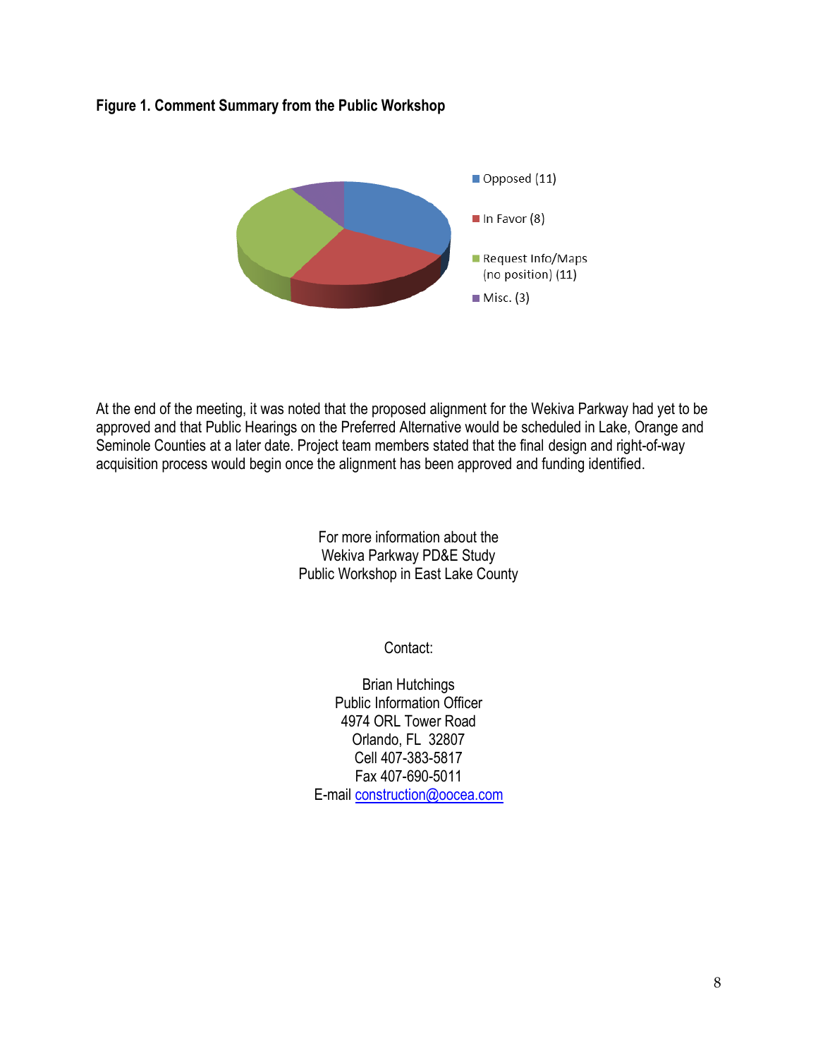**Figure 1. Comment Summary from the Public Workshop**

Opposed (11)

In Favor (8)

Request Info/Maps (no position) (11)

Misc. (3)

At the end of the meeting, it was noted that the proposed alignment for the Wekiva Parkway had yet to be approved and that Public Hearings on the Preferred Alternative would be scheduled in Lake, Orange and Seminole Counties at a later date. Project team members stated that the final design and right-of-way acquisition process would begin once the alignment has been approved and funding identified.

For more information about the
Wekiva Parkway PD&E Study
Public Workshop in East Lake County

Contact:

Brian Hutchings
Public Information Officer
4974 ORL Tower Road
Orlando, FL 32807
Cell 407-383-5817
Fax 407-690-5011
E-mail construction@oocea.com